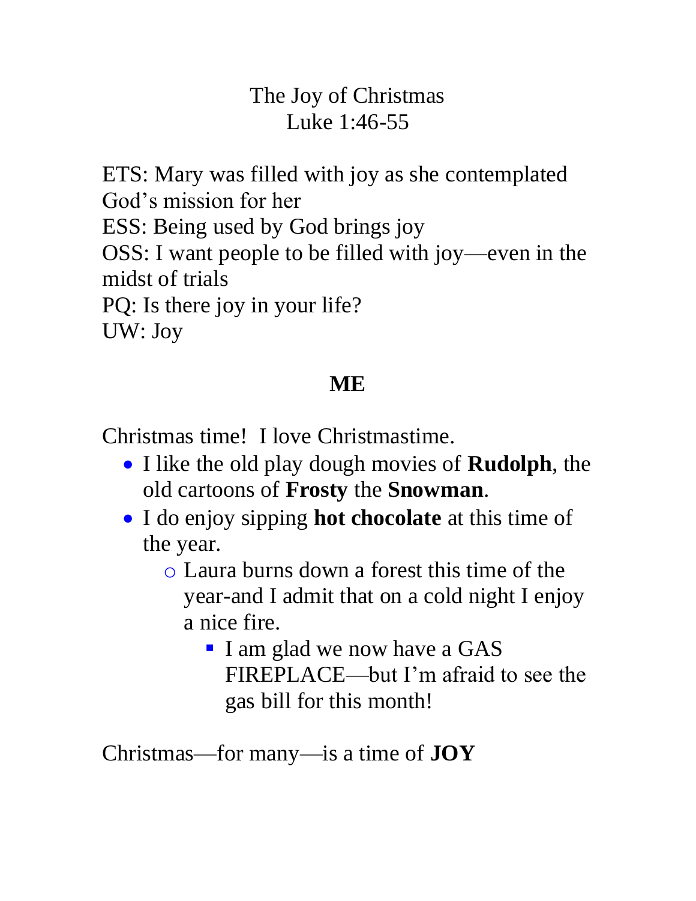# The Joy of Christmas
## Luke 1:46-55

ETS: Mary was filled with joy as she contemplated God's mission for her
ESS: Being used by God brings joy
OSS: I want people to be filled with joy—even in the midst of trials
PQ: Is there joy in your life?
UW: Joy

## ME

Christmas time! I love Christmastime.

- I like the old play dough movies of **Rudolph**, the old cartoons of **Frosty** the **Snowman**.
- I do enjoy sipping **hot chocolate** at this time of the year.
  - Laura burns down a forest this time of the year-and I admit that on a cold night I enjoy a nice fire.
    - I am glad we now have a GAS FIREPLACE—but I'm afraid to see the gas bill for this month!

Christmas—for many—is a time of **JOY**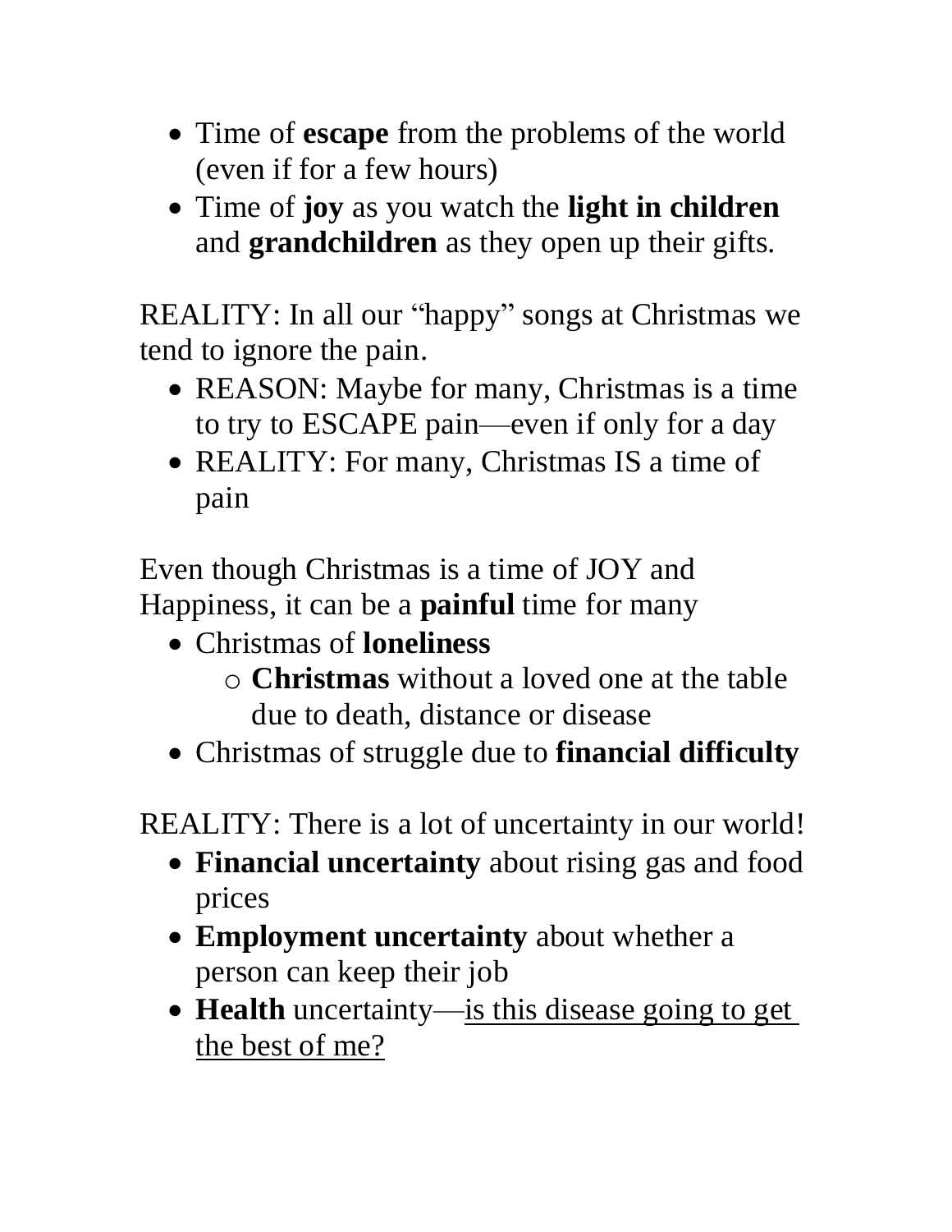- Time of **escape** from the problems of the world (even if for a few hours)
- Time of **joy** as you watch the **light in children** and **grandchildren** as they open up their gifts.

REALITY: In all our "happy" songs at Christmas we tend to ignore the pain.

- REASON: Maybe for many, Christmas is a time to try to ESCAPE pain—even if only for a day
- REALITY: For many, Christmas IS a time of pain

Even though Christmas is a time of JOY and Happiness, it can be a **painful** time for many

- Christmas of **loneliness**
    - **Christmas** without a loved one at the table due to death, distance or disease
- Christmas of struggle due to **financial difficulty**

REALITY: There is a lot of uncertainty in our world!

- **Financial uncertainty** about rising gas and food prices
- **Employment uncertainty** about whether a person can keep their job
- **Health** uncertainty—<u>is this disease going to get the best of me?</u>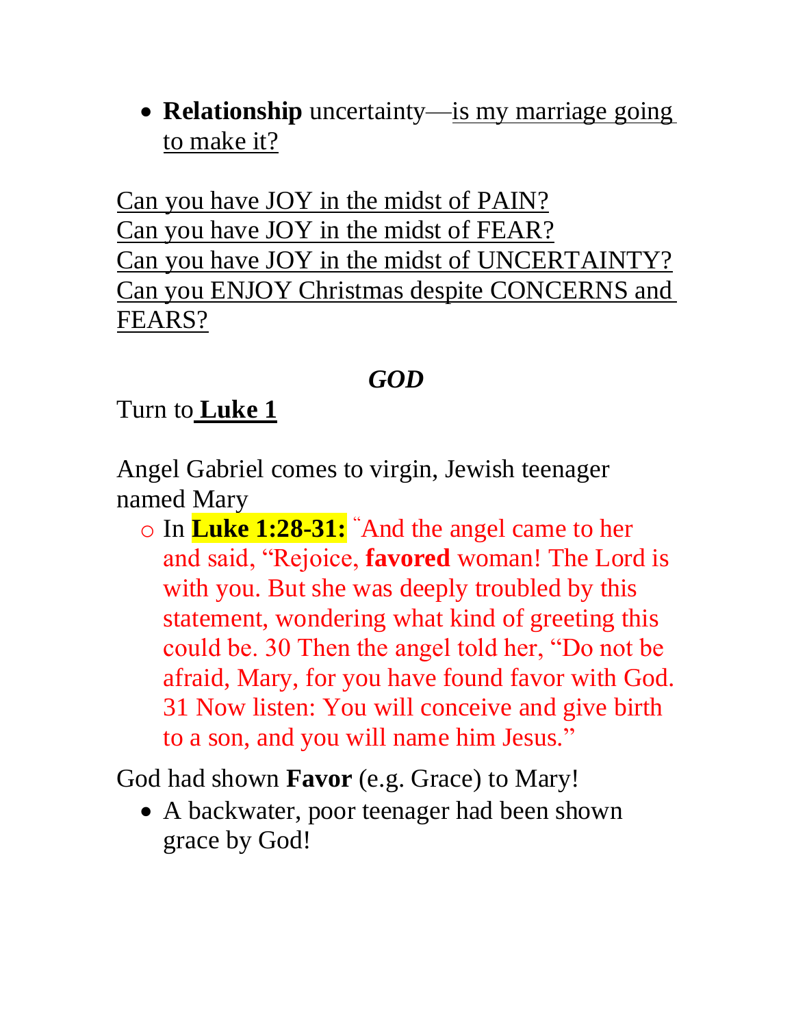- **Relationship** uncertainty—<u>is my marriage going to make it?</u>

<u>Can you have JOY in the midst of PAIN?</u>
<u>Can you have JOY in the midst of FEAR?</u>
<u>Can you have JOY in the midst of UNCERTAINTY?</u>
<u>Can you ENJOY Christmas despite CONCERNS and FEARS?</u>

***GOD***

Turn to **<u>Luke 1</u>**

Angel Gabriel comes to virgin, Jewish teenager named Mary

- In **Luke 1:28-31:** "And the angel came to her and said, "Rejoice, **favored** woman! The Lord is with you. But she was deeply troubled by this statement, wondering what kind of greeting this could be. 30 Then the angel told her, "Do not be afraid, Mary, for you have found favor with God. 31 Now listen: You will conceive and give birth to a son, and you will name him Jesus."

God had shown **Favor** (e.g. Grace) to Mary!

- A backwater, poor teenager had been shown grace by God!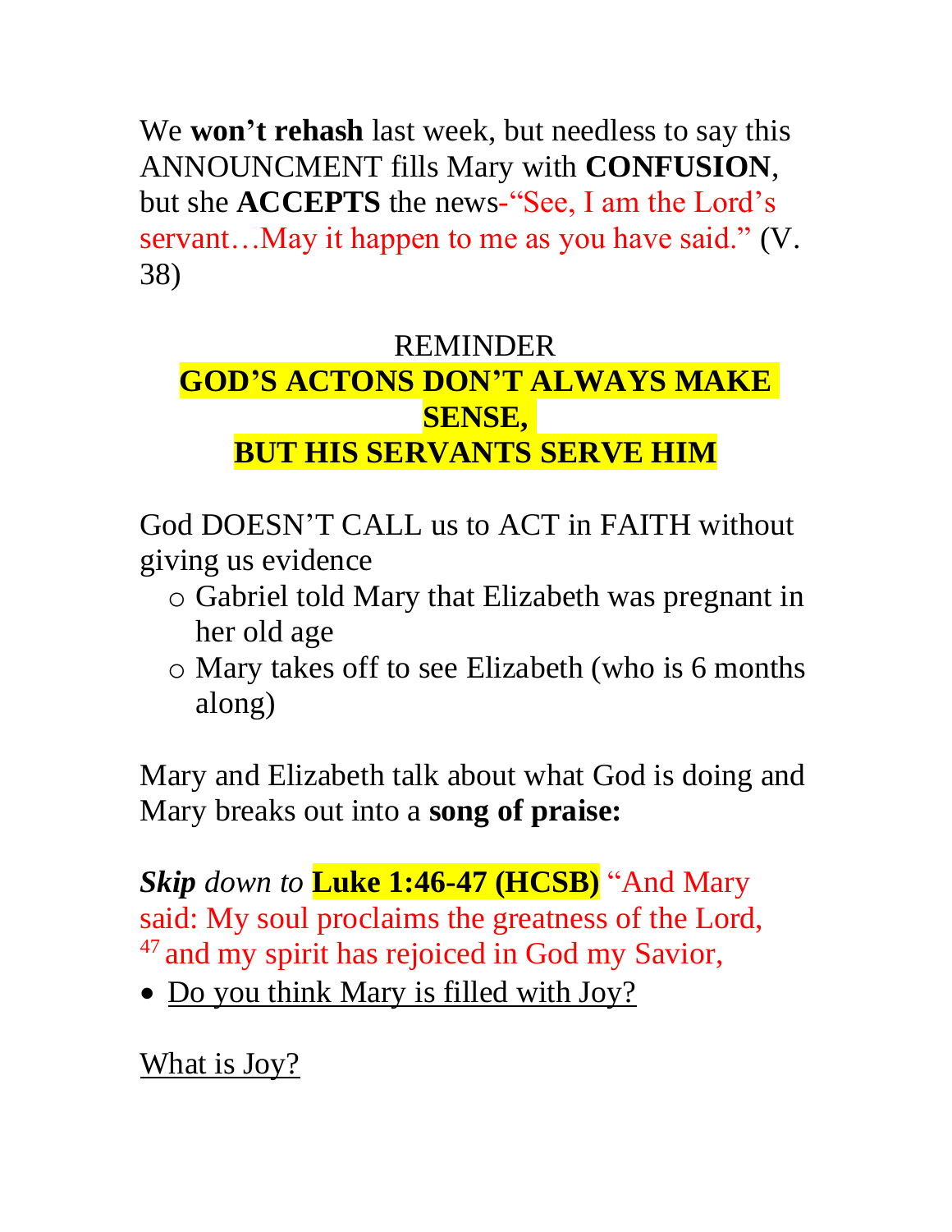We **won't rehash** last week, but needless to say this ANNOUNCMENT fills Mary with **CONFUSION**, but she **ACCEPTS** the news-"See, I am the Lord's servant…May it happen to me as you have said." (V. 38)

REMINDER

**GOD'S ACTONS DON'T ALWAYS MAKE SENSE,**
**BUT HIS SERVANTS SERVE HIM**

God DOESN'T CALL us to ACT in FAITH without giving us evidence

- Gabriel told Mary that Elizabeth was pregnant in her old age
- Mary takes off to see Elizabeth (who is 6 months along)

Mary and Elizabeth talk about what God is doing and Mary breaks out into a **song of praise:**

***Skip*** *down to* **Luke 1:46-47 (HCSB)** "And Mary said: My soul proclaims the greatness of the Lord, [47] and my spirit has rejoiced in God my Savior,

- Do you think Mary is filled with Joy?

What is Joy?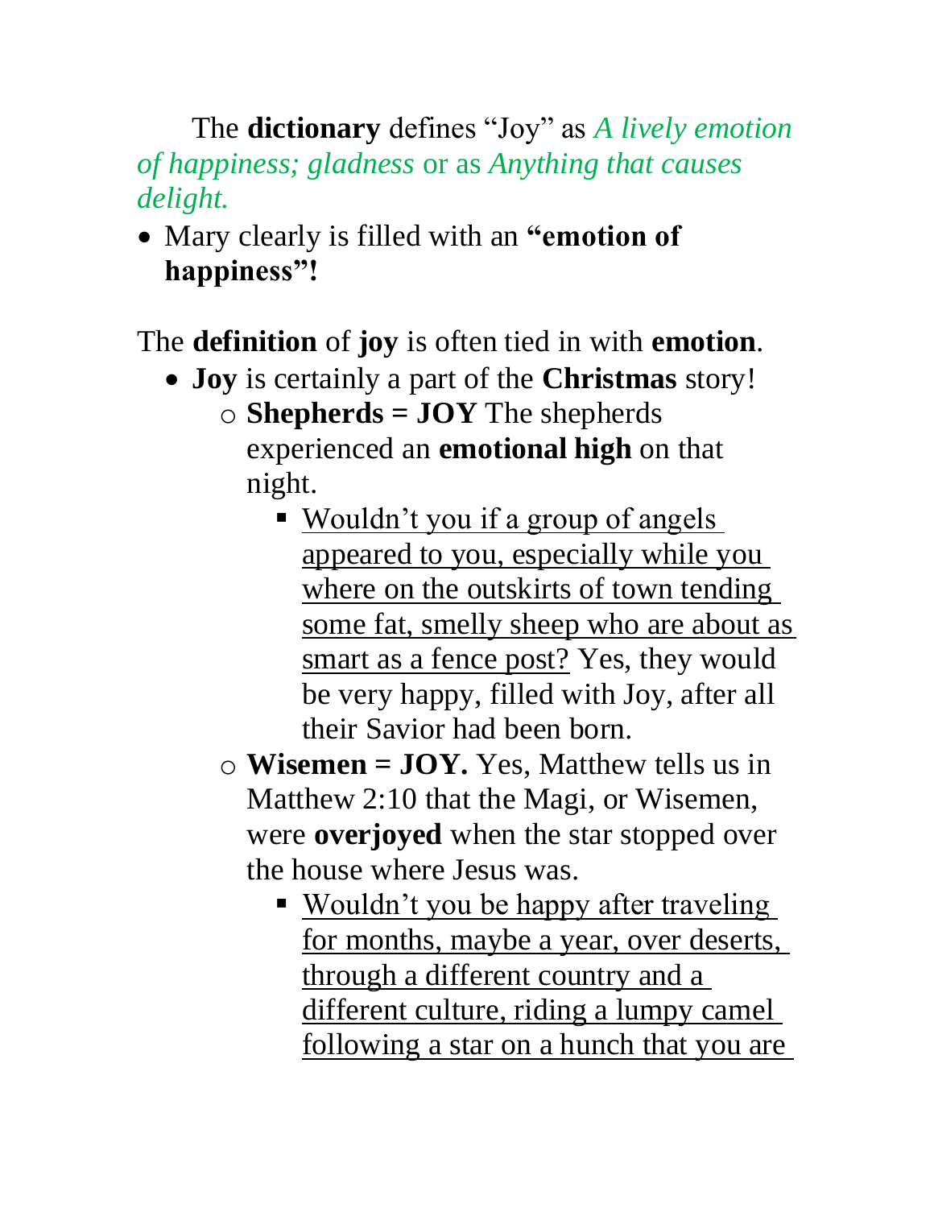The **dictionary** defines "Joy" as *A lively emotion of happiness; gladness* or as *Anything that causes delight.*

- Mary clearly is filled with an **"emotion of happiness"!**

The **definition** of **joy** is often tied in with **emotion**.

- **Joy** is certainly a part of the **Christmas** story!
  - **Shepherds = JOY** The shepherds experienced an **emotional high** on that night.
    - <u>Wouldn't you if a group of angels appeared to you, especially while you where on the outskirts of town tending some fat, smelly sheep who are about as smart as a fence post?</u> Yes, they would be very happy, filled with Joy, after all their Savior had been born.
  - **Wisemen = JOY.** Yes, Matthew tells us in Matthew 2:10 that the Magi, or Wisemen, were **overjoyed** when the star stopped over the house where Jesus was.
    - <u>Wouldn't you be happy after traveling for months, maybe a year, over deserts, through a different country and a different culture, riding a lumpy camel following a star on a hunch that you are</u>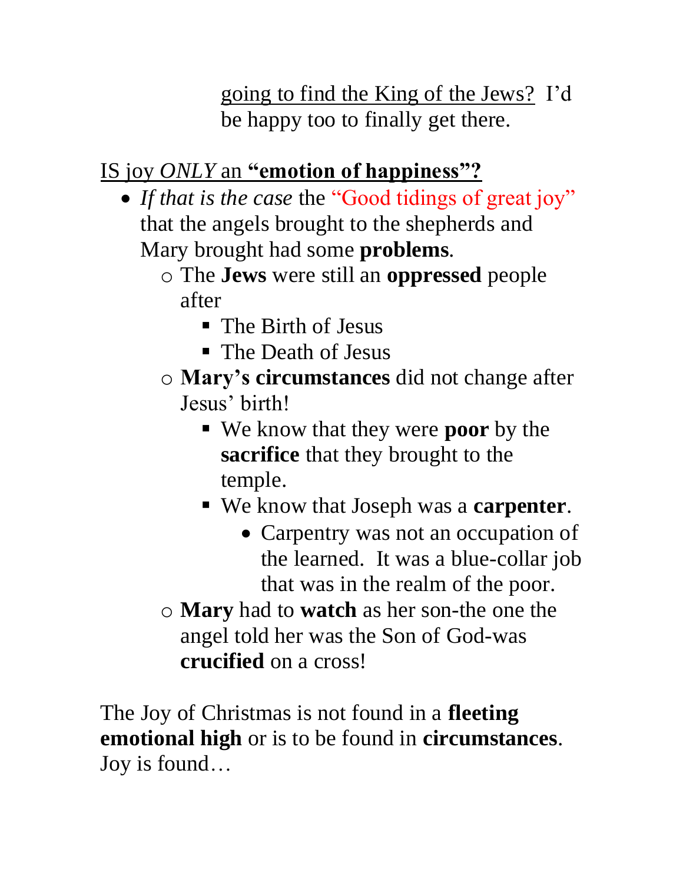<u>going to find the King of the Jews?</u> I'd be happy too to finally get there.

<u>IS joy *ONLY* an **"emotion of happiness"?**</u>

- *If that is the case* the "Good tidings of great joy" that the angels brought to the shepherds and Mary brought had some **problems**.
  - The **Jews** were still an **oppressed** people after
    - The Birth of Jesus
    - The Death of Jesus
  - **Mary's circumstances** did not change after Jesus' birth!
    - We know that they were **poor** by the **sacrifice** that they brought to the temple.
    - We know that Joseph was a **carpenter**.
      - Carpentry was not an occupation of the learned. It was a blue-collar job that was in the realm of the poor.
  - **Mary** had to **watch** as her son-the one the angel told her was the Son of God-was **crucified** on a cross!

The Joy of Christmas is not found in a **fleeting emotional high** or is to be found in **circumstances**. Joy is found…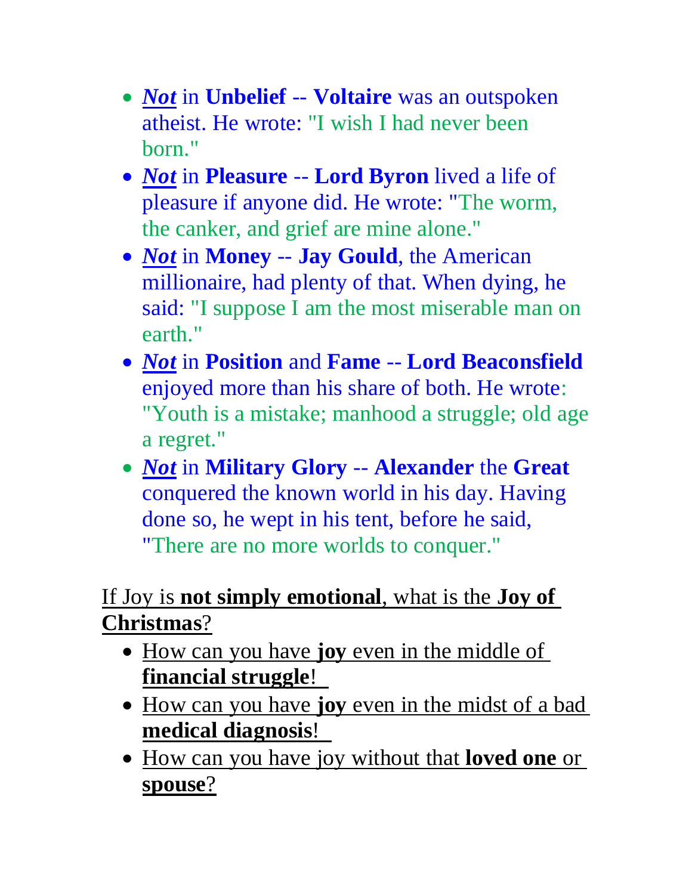- ***Not*** in **Unbelief** -- **Voltaire** was an outspoken atheist. He wrote: "I wish I had never been born."
- ***Not*** in **Pleasure** -- **Lord Byron** lived a life of pleasure if anyone did. He wrote: "The worm, the canker, and grief are mine alone."
- ***Not*** in **Money** -- **Jay Gould**, the American millionaire, had plenty of that. When dying, he said: "I suppose I am the most miserable man on earth."
- ***Not*** in **Position** and **Fame** -- **Lord Beaconsfield** enjoyed more than his share of both. He wrote: "Youth is a mistake; manhood a struggle; old age a regret."
- ***Not*** in **Military Glory** -- **Alexander** the **Great** conquered the known world in his day. Having done so, he wept in his tent, before he said, "There are no more worlds to conquer."

If Joy is **not simply emotional**, what is the **Joy of Christmas**?

- How can you have **joy** even in the middle of **financial struggle**!
- How can you have **joy** even in the midst of a bad **medical diagnosis**!
- How can you have joy without that **loved one** or **spouse**?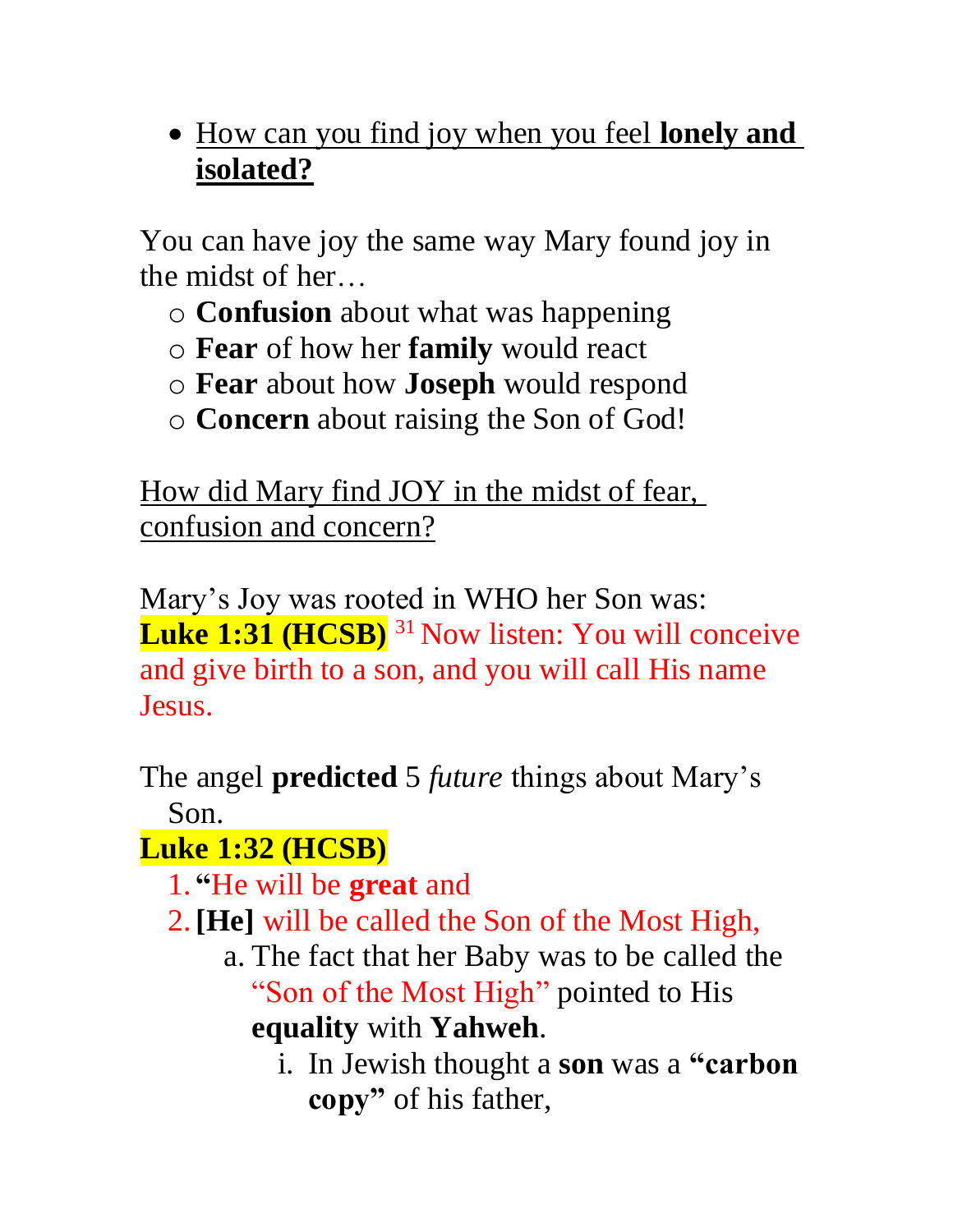- How can you find joy when you feel **lonely and isolated?**

You can have joy the same way Mary found joy in the midst of her…

- **Confusion** about what was happening
- **Fear** of how her **family** would react
- **Fear** about how **Joseph** would respond
- **Concern** about raising the Son of God!

How did Mary find JOY in the midst of fear, confusion and concern?

Mary's Joy was rooted in WHO her Son was:
**Luke 1:31 (HCSB)** [31] Now listen: You will conceive and give birth to a son, and you will call His name Jesus.

The angel **predicted** 5 *future* things about Mary's Son.

**Luke 1:32 (HCSB)**

1. **"**He will be **great** and
2. **[He]** will be called the Son of the Most High,
    a. The fact that her Baby was to be called the "Son of the Most High" pointed to His **equality** with **Yahweh**.
        i. In Jewish thought a **son** was a **"carbon copy"** of his father,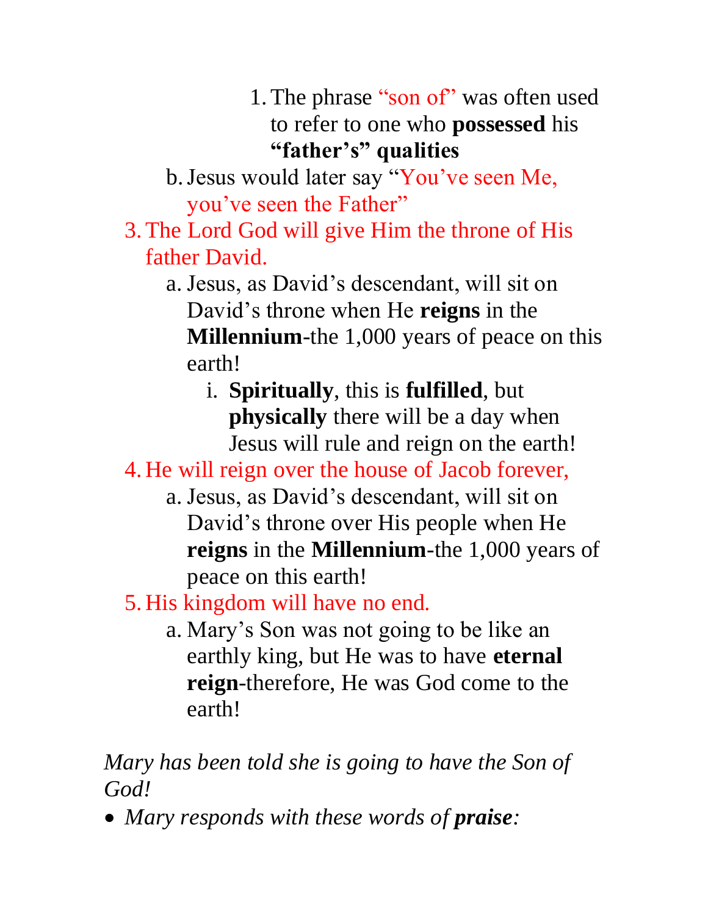1. The phrase "son of" was often used to refer to one who **possessed** his **"father's" qualities**

b. Jesus would later say "You've seen Me, you've seen the Father"

3. The Lord God will give Him the throne of His father David.
   a. Jesus, as David's descendant, will sit on David's throne when He **reigns** in the **Millennium**-the 1,000 years of peace on this earth!
      i. **Spiritually**, this is **fulfilled**, but **physically** there will be a day when Jesus will rule and reign on the earth!
4. He will reign over the house of Jacob forever,
   a. Jesus, as David's descendant, will sit on David's throne over His people when He **reigns** in the **Millennium**-the 1,000 years of peace on this earth!
5. His kingdom will have no end.
   a. Mary's Son was not going to be like an earthly king, but He was to have **eternal reign**-therefore, He was God come to the earth!

*Mary has been told she is going to have the Son of God!*

- *Mary responds with these words of **praise**:*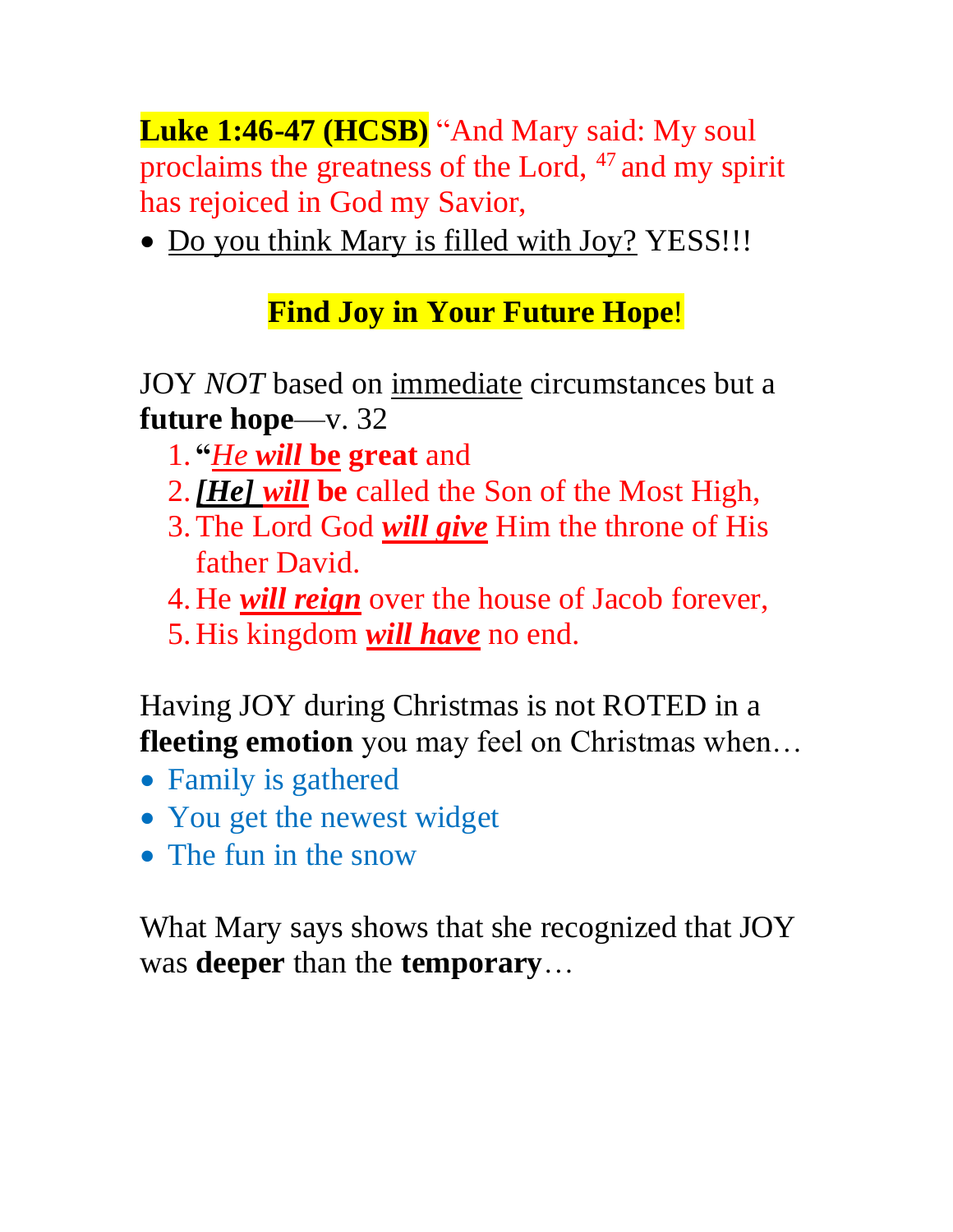**Luke 1:46-47 (HCSB)** "And Mary said: My soul proclaims the greatness of the Lord, [47] and my spirit has rejoiced in God my Savior,

- Do you think Mary is filled with Joy? YESS!!!

**Find Joy in Your Future Hope**!

JOY *NOT* based on immediate circumstances but a **future hope**—v. 32

1. **"*He will* be great** and
2. ***[He] will* be** called the Son of the Most High,
3. The Lord God ***will give*** Him the throne of His father David.
4. He ***will reign*** over the house of Jacob forever,
5. His kingdom ***will have*** no end.

Having JOY during Christmas is not ROTED in a **fleeting emotion** you may feel on Christmas when…

- Family is gathered
- You get the newest widget
- The fun in the snow

What Mary says shows that she recognized that JOY was **deeper** than the **temporary**…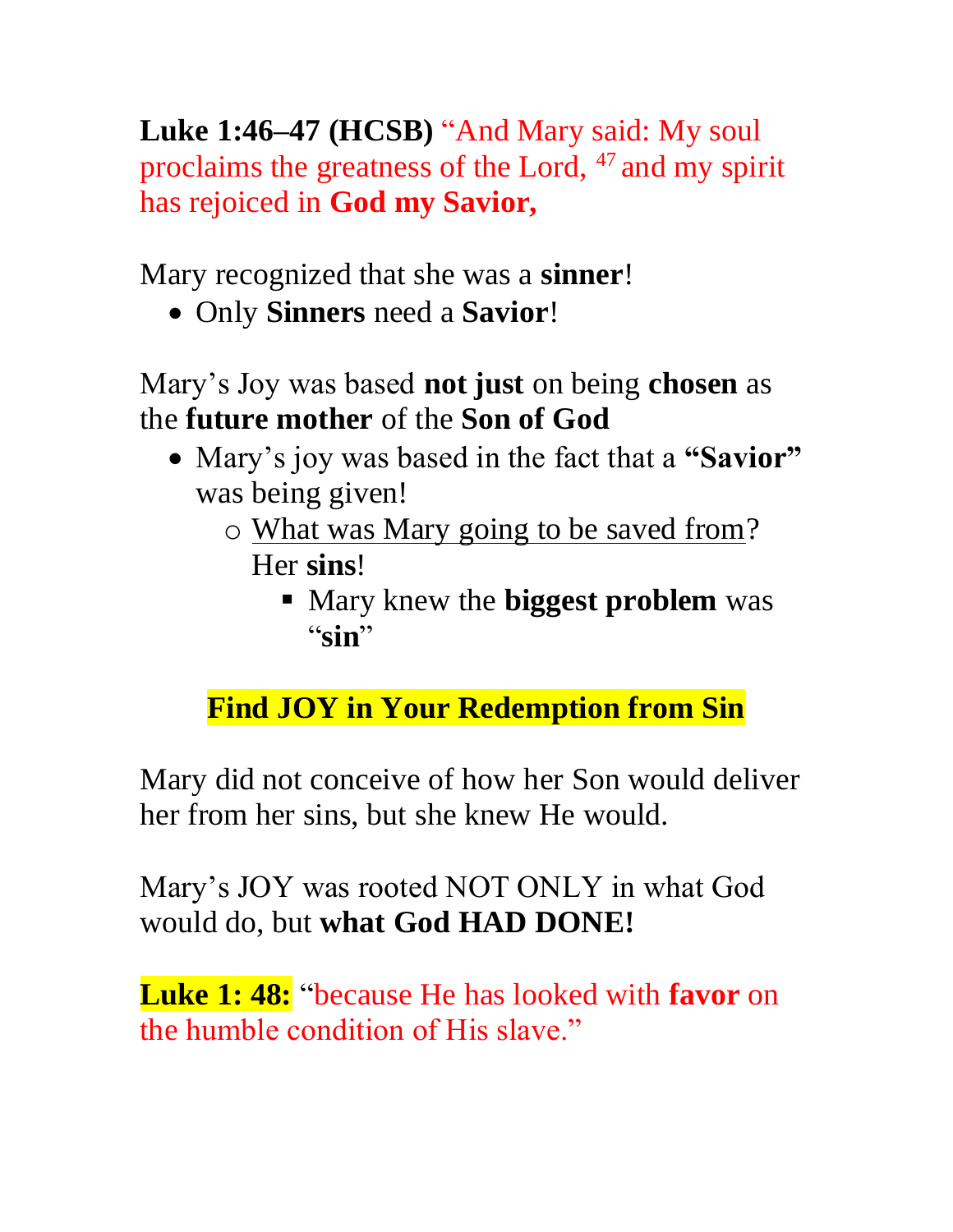**Luke 1:46–47 (HCSB)** "And Mary said: My soul proclaims the greatness of the Lord, [47] and my spirit has rejoiced in **God my Savior,**

Mary recognized that she was a **sinner**!

- Only **Sinners** need a **Savior**!

Mary's Joy was based **not just** on being **chosen** as the **future mother** of the **Son of God**

- Mary's joy was based in the fact that a **"Savior"** was being given!
  - What was Mary going to be saved from? Her **sins**!
    - Mary knew the **biggest problem** was "**sin**"

**Find JOY in Your Redemption from Sin**

Mary did not conceive of how her Son would deliver her from her sins, but she knew He would.

Mary's JOY was rooted NOT ONLY in what God would do, but **what God HAD DONE!**

**Luke 1: 48:** "because He has looked with **favor** on the humble condition of His slave."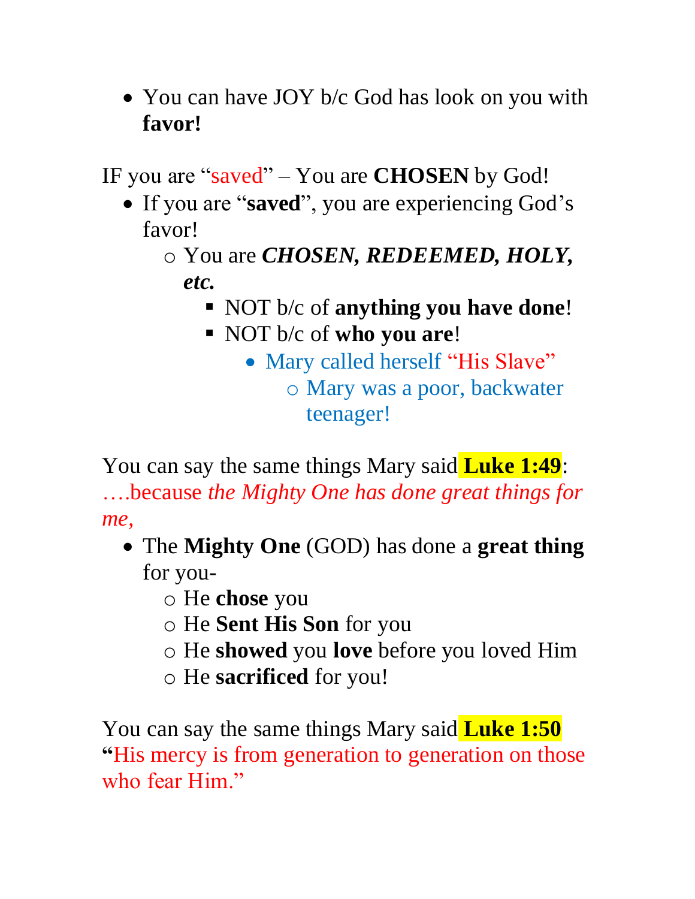- You can have JOY b/c God has look on you with **favor!**

IF you are "saved" – You are **CHOSEN** by God!

- If you are "**saved**", you are experiencing God's favor!
  - You are ***CHOSEN, REDEEMED, HOLY, etc.***
    - NOT b/c of **anything you have done**!
    - NOT b/c of **who you are**!
      - Mary called herself "His Slave"
        - Mary was a poor, backwater teenager!

You can say the same things Mary said **Luke 1:49**:
….because *the Mighty One has done great things for me,*

- The **Mighty One** (GOD) has done a **great thing** for you-
  - He **chose** you
  - He **Sent His Son** for you
  - He **showed** you **love** before you loved Him
  - He **sacrificed** for you!

You can say the same things Mary said **Luke 1:50**
"His mercy is from generation to generation on those who fear Him."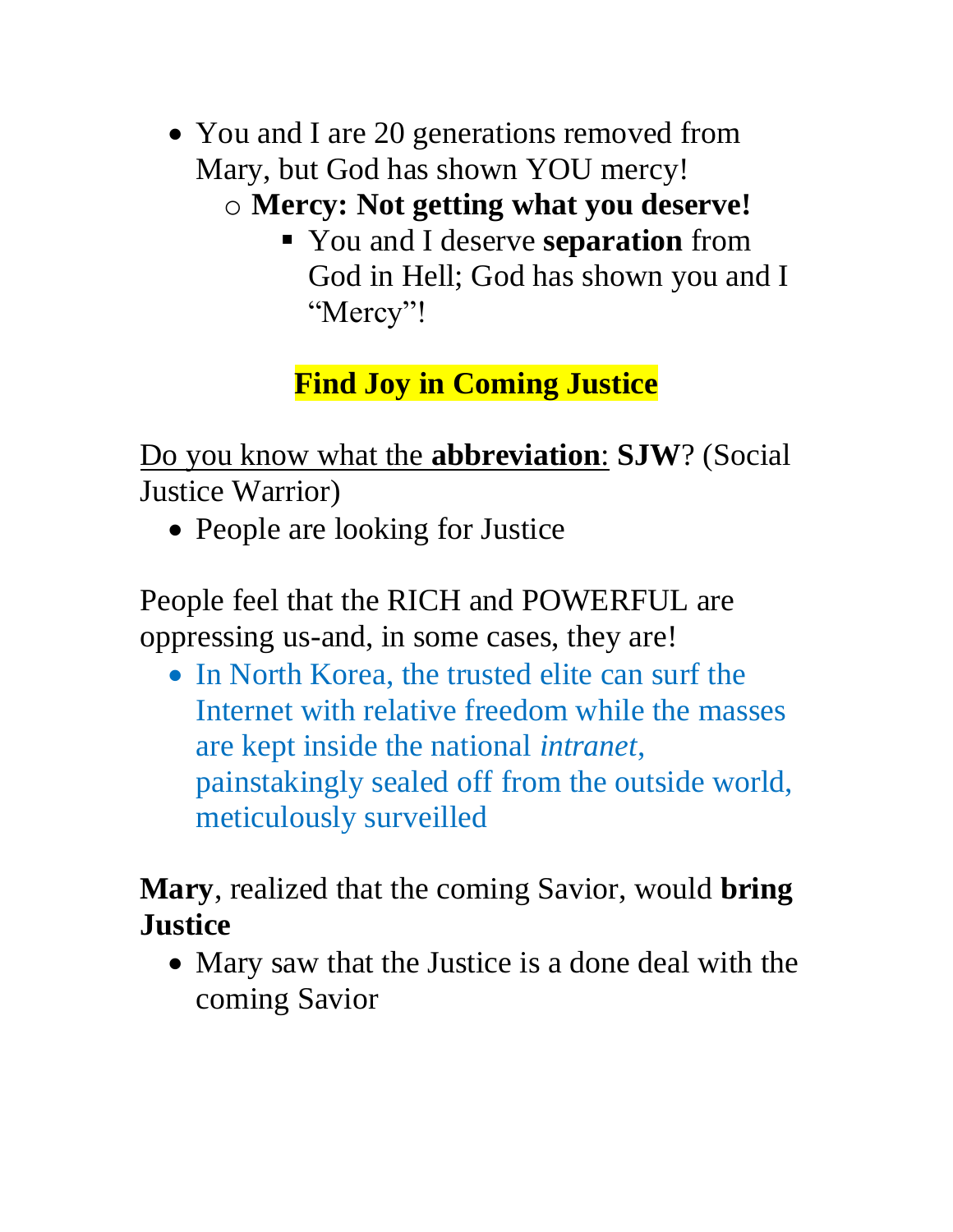- You and I are 20 generations removed from Mary, but God has shown YOU mercy!
    - **Mercy: Not getting what you deserve!**
        - You and I deserve **separation** from God in Hell; God has shown you and I "Mercy"!

## Find Joy in Coming Justice

<u>Do you know what the **abbreviation**:</u> **SJW**? (Social Justice Warrior)

- People are looking for Justice

People feel that the RICH and POWERFUL are oppressing us-and, in some cases, they are!

- In North Korea, the trusted elite can surf the Internet with relative freedom while the masses are kept inside the national *intranet*, painstakingly sealed off from the outside world, meticulously surveilled

**Mary**, realized that the coming Savior, would **bring Justice**

- Mary saw that the Justice is a done deal with the coming Savior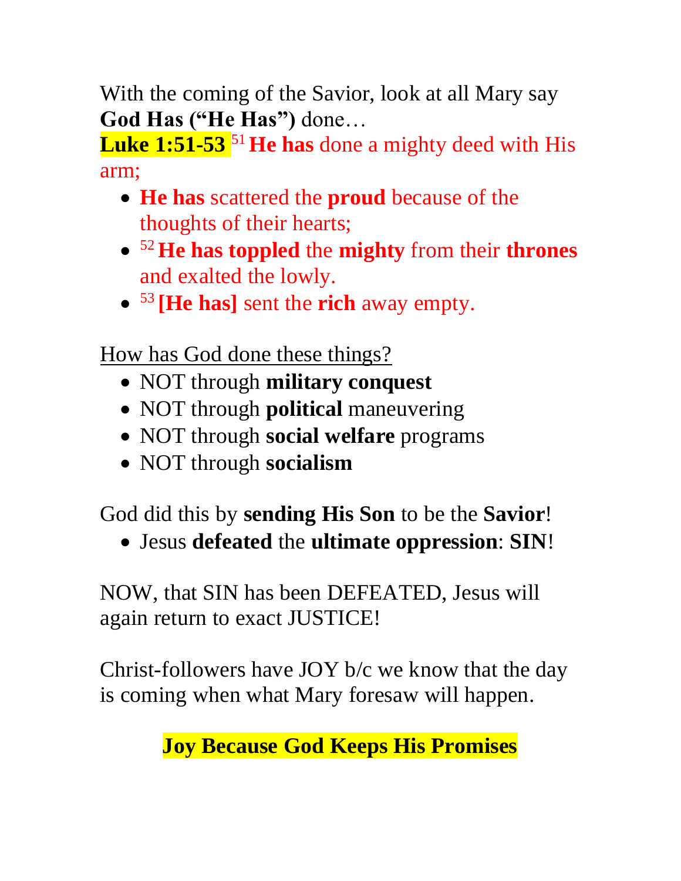With the coming of the Savior, look at all Mary say **God Has ("He Has")** done…

**Luke 1:51-53** [51] **He has** done a mighty deed with His arm;

- **He has** scattered the **proud** because of the thoughts of their hearts;
- [52] **He has toppled** the **mighty** from their **thrones** and exalted the lowly.
- [53] **[He has]** sent the **rich** away empty.

How has God done these things?

- NOT through **military conquest**
- NOT through **political** maneuvering
- NOT through **social welfare** programs
- NOT through **socialism**

God did this by **sending His Son** to be the **Savior**!

- Jesus **defeated** the **ultimate oppression**: **SIN**!

NOW, that SIN has been DEFEATED, Jesus will again return to exact JUSTICE!

Christ-followers have JOY b/c we know that the day is coming when what Mary foresaw will happen.

**Joy Because God Keeps His Promises**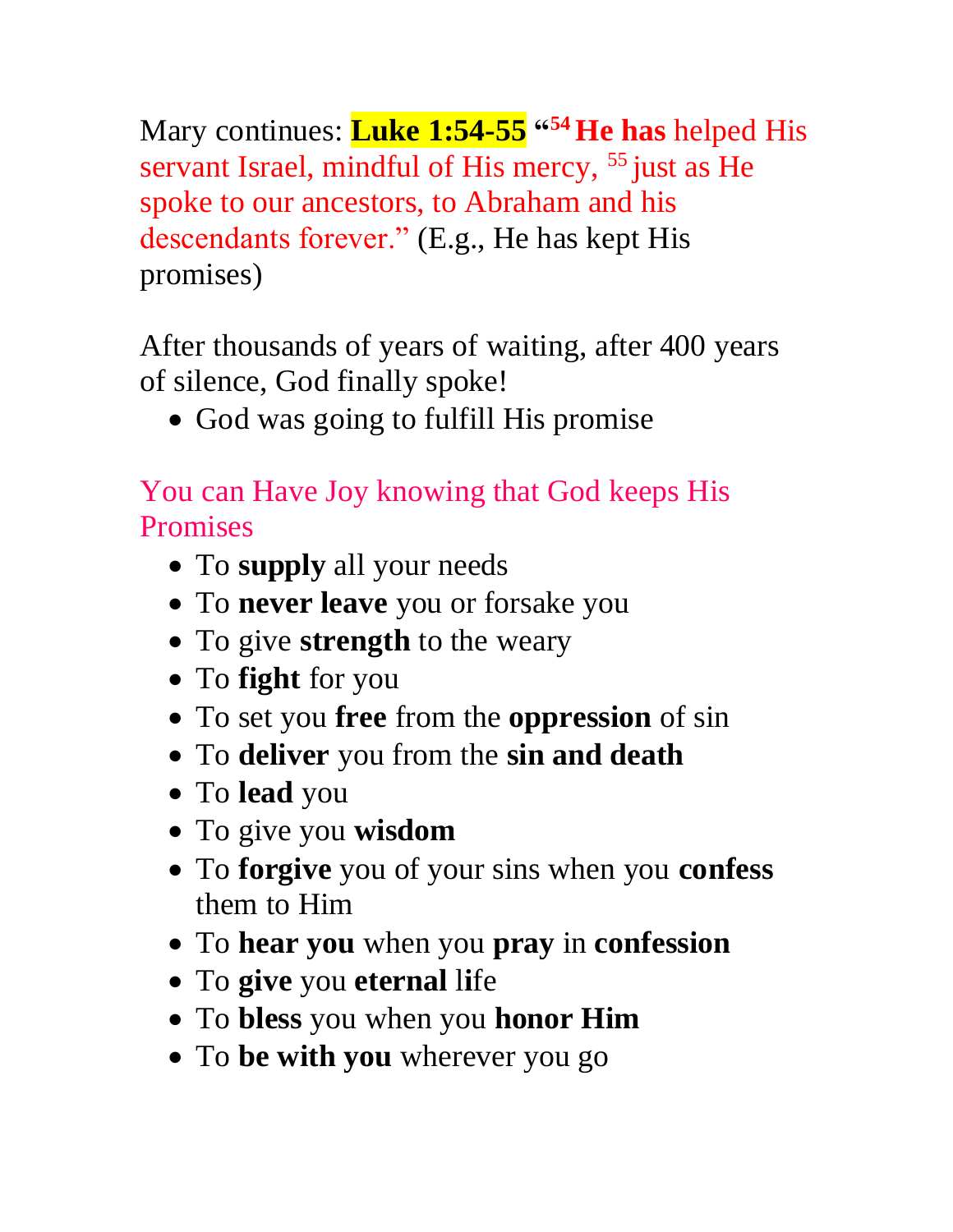Mary continues: **Luke 1:54-55** **“[54] He has** helped His servant Israel, mindful of His mercy, [55] just as He spoke to our ancestors, to Abraham and his descendants forever.” (E.g., He has kept His promises)

After thousands of years of waiting, after 400 years of silence, God finally spoke!

- God was going to fulfill His promise

You can Have Joy knowing that God keeps His Promises

- To **supply** all your needs
- To **never leave** you or forsake you
- To give **strength** to the weary
- To **fight** for you
- To set you **free** from the **oppression** of sin
- To **deliver** you from the **sin and death**
- To **lead** you
- To give you **wisdom**
- To **forgive** you of your sins when you **confess** them to Him
- To **hear you** when you **pray** in **confession**
- To **give** you **eternal** life
- To **bless** you when you **honor Him**
- To **be with you** wherever you go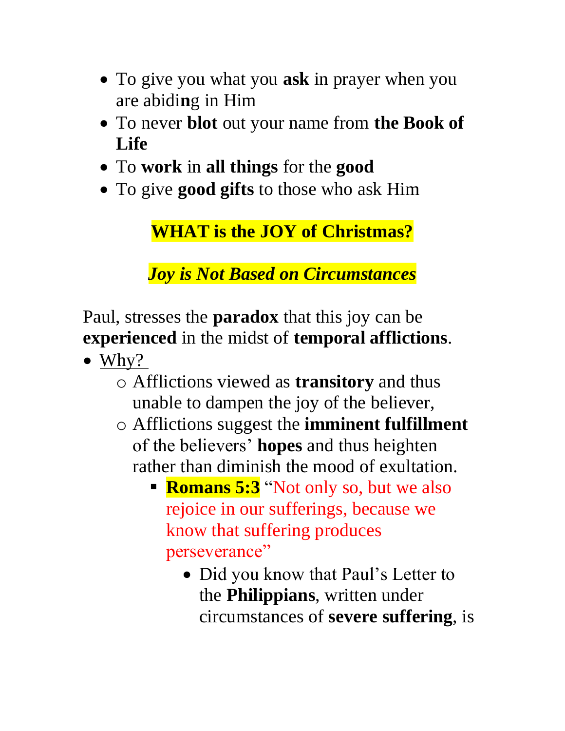- To give you what you **ask** in prayer when you are abidi**n**g in Him
- To never **blot** out your name from **the Book of Life**
- To **work** in **all things** for the **good**
- To give **good gifts** to those who ask Him

## WHAT is the JOY of Christmas?

### *Joy is Not Based on Circumstances*

Paul, stresses the **paradox** that this joy can be **experienced** in the midst of **temporal afflictions**.

- Why?
  - Afflictions viewed as **transitory** and thus unable to dampen the joy of the believer,
  - Afflictions suggest the **imminent fulfillment** of the believers' **hopes** and thus heighten rather than diminish the mood of exultation.
    - **Romans 5:3** "Not only so, but we also rejoice in our sufferings, because we know that suffering produces perseverance"
      - Did you know that Paul's Letter to the **Philippians**, written under circumstances of **severe suffering**, is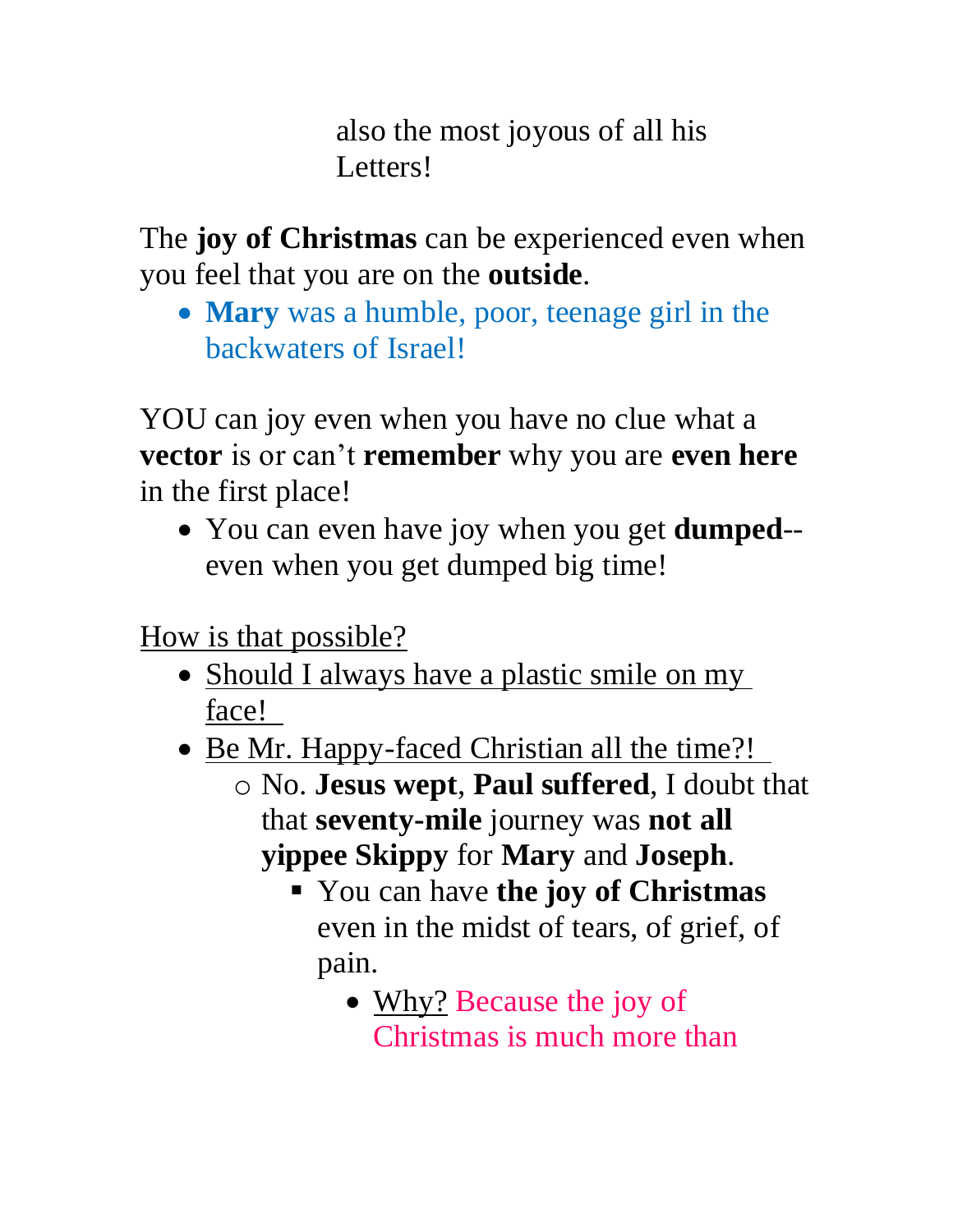also the most joyous of all his Letters!

The **joy of Christmas** can be experienced even when you feel that you are on the **outside**.

- **Mary** was a humble, poor, teenage girl in the backwaters of Israel!

YOU can joy even when you have no clue what a **vector** is or can't **remember** why you are **even here** in the first place!

- You can even have joy when you get **dumped**--even when you get dumped big time!

<u>How is that possible?</u>

- <u>Should I always have a plastic smile on my face!</u>
- <u>Be Mr. Happy-faced Christian all the time?!</u>
  - No. **Jesus wept**, **Paul suffered**, I doubt that that **seventy-mile** journey was **not all yippee Skippy** for **Mary** and **Joseph**.
    - You can have **the joy of Christmas** even in the midst of tears, of grief, of pain.
      - <u>Why?</u> Because the joy of Christmas is much more than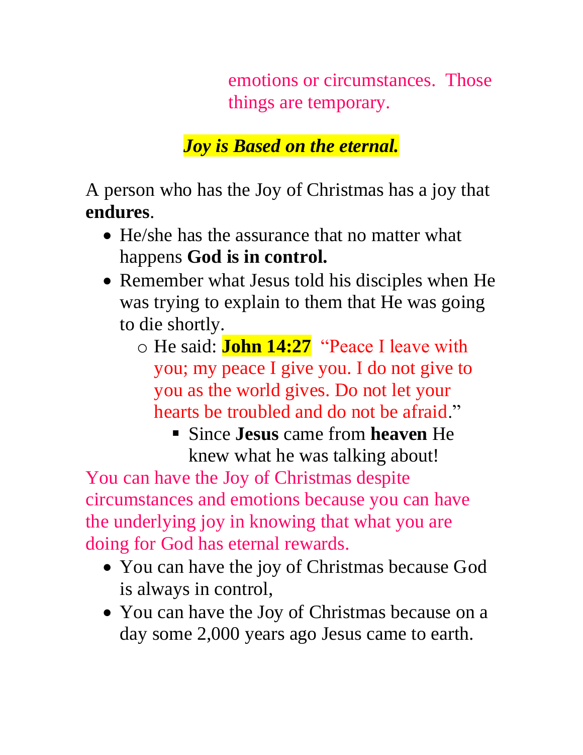emotions or circumstances.  Those things are temporary.

***Joy is Based on the eternal.***

A person who has the Joy of Christmas has a joy that **endures**.

- He/she has the assurance that no matter what happens **God is in control.**
- Remember what Jesus told his disciples when He was trying to explain to them that He was going to die shortly.
  - He said: **John 14:27** "Peace I leave with you; my peace I give you. I do not give to you as the world gives. Do not let your hearts be troubled and do not be afraid."
    - Since **Jesus** came from **heaven** He knew what he was talking about!

You can have the Joy of Christmas despite circumstances and emotions because you can have the underlying joy in knowing that what you are doing for God has eternal rewards.

- You can have the joy of Christmas because God is always in control,
- You can have the Joy of Christmas because on a day some 2,000 years ago Jesus came to earth.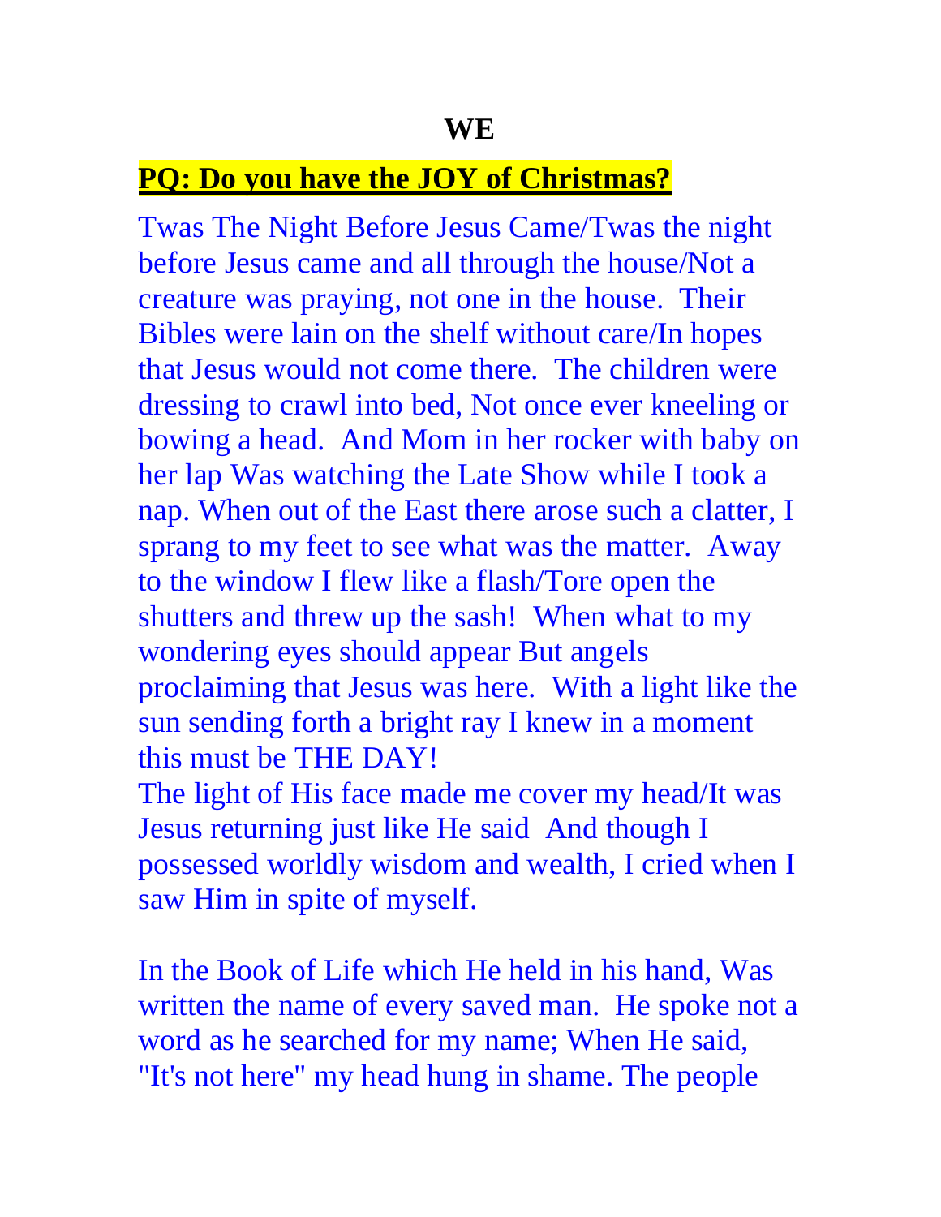**WE**

**PQ: Do you have the JOY of Christmas?**

Twas The Night Before Jesus Came/Twas the night before Jesus came and all through the house/Not a creature was praying, not one in the house. Their Bibles were lain on the shelf without care/In hopes that Jesus would not come there. The children were dressing to crawl into bed, Not once ever kneeling or bowing a head. And Mom in her rocker with baby on her lap Was watching the Late Show while I took a nap. When out of the East there arose such a clatter, I sprang to my feet to see what was the matter. Away to the window I flew like a flash/Tore open the shutters and threw up the sash! When what to my wondering eyes should appear But angels proclaiming that Jesus was here. With a light like the sun sending forth a bright ray I knew in a moment this must be THE DAY!
The light of His face made me cover my head/It was Jesus returning just like He said And though I possessed worldly wisdom and wealth, I cried when I saw Him in spite of myself.

In the Book of Life which He held in his hand, Was written the name of every saved man. He spoke not a word as he searched for my name; When He said, "It's not here" my head hung in shame. The people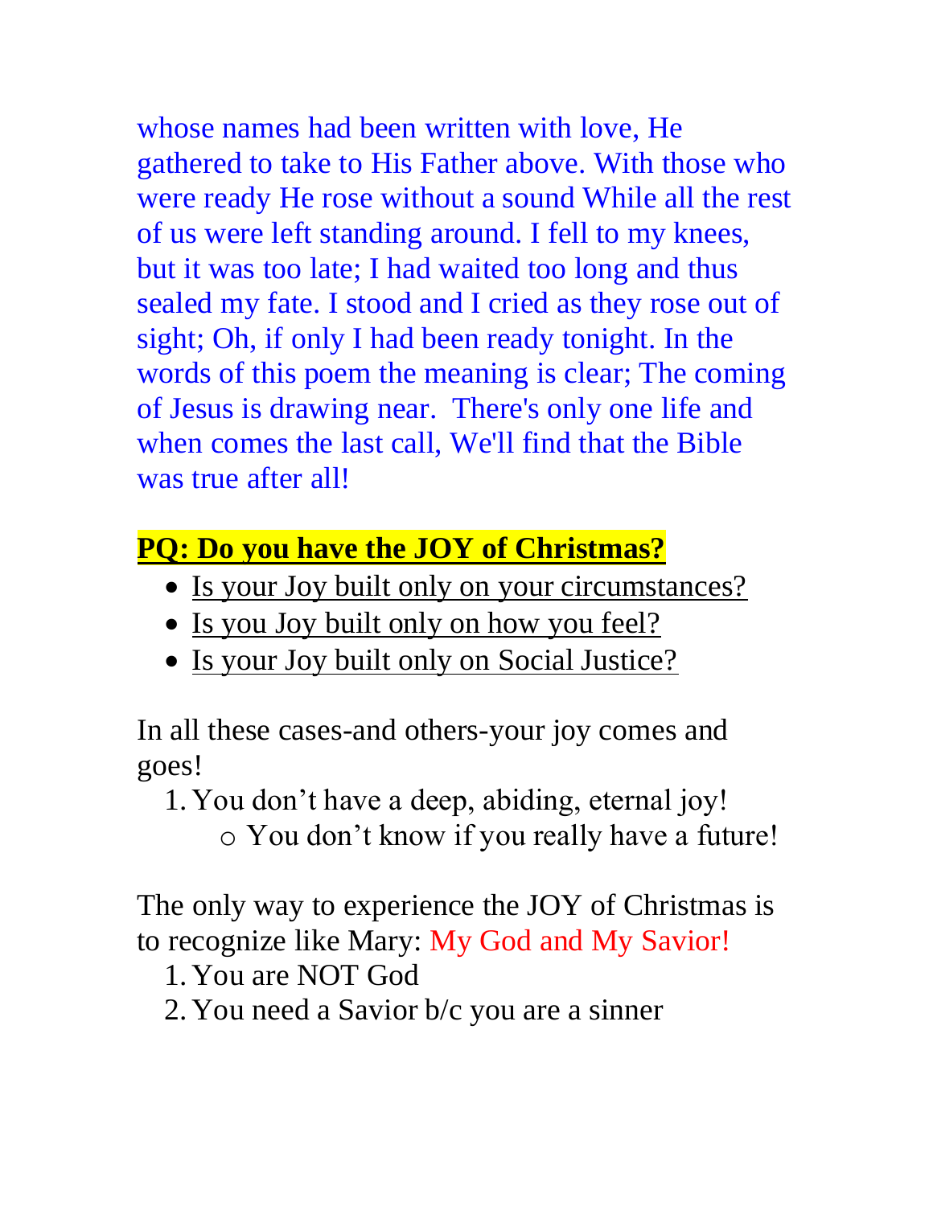whose names had been written with love, He gathered to take to His Father above. With those who were ready He rose without a sound While all the rest of us were left standing around. I fell to my knees, but it was too late; I had waited too long and thus sealed my fate. I stood and I cried as they rose out of sight; Oh, if only I had been ready tonight. In the words of this poem the meaning is clear; The coming of Jesus is drawing near.  There's only one life and when comes the last call, We'll find that the Bible was true after all!

**PQ: Do you have the JOY of Christmas?**

- Is your Joy built only on your circumstances?
- Is you Joy built only on how you feel?
- Is your Joy built only on Social Justice?

In all these cases-and others-your joy comes and goes!

1. You don't have a deep, abiding, eternal joy!
   - You don't know if you really have a future!

The only way to experience the JOY of Christmas is to recognize like Mary: My God and My Savior!

1. You are NOT God
2. You need a Savior b/c you are a sinner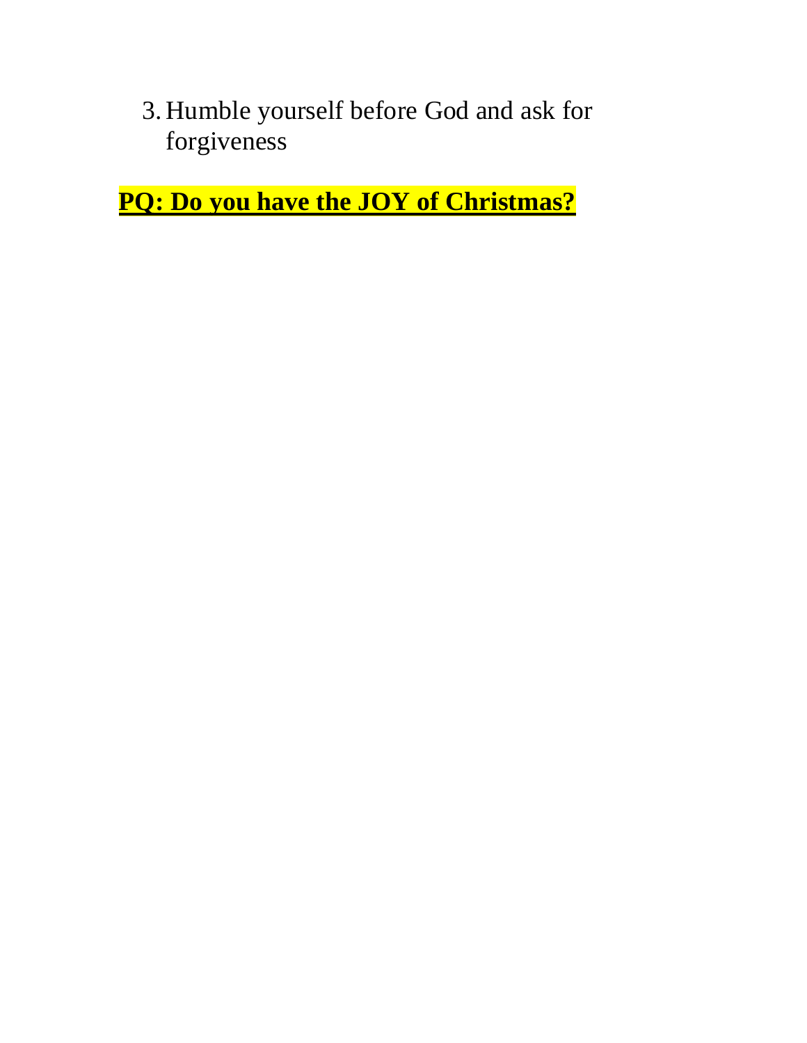3. Humble yourself before God and ask for forgiveness

**PQ: Do you have the JOY of Christmas?**